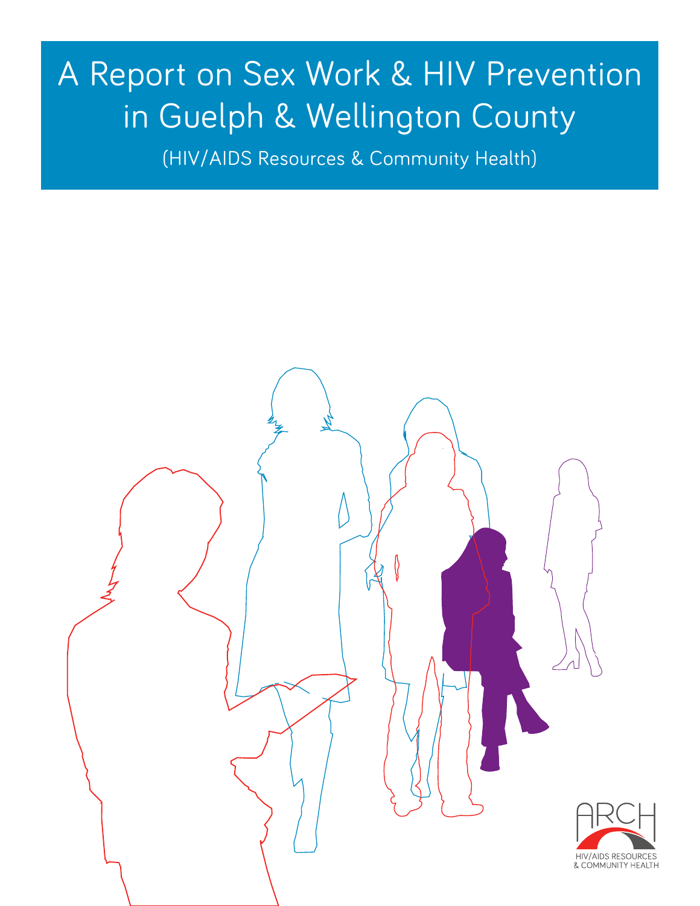# A Report on Sex Work & HIV Prevention in Guelph & Wellington County

(HIV/AIDS Resources & Community Health)

ARCH

HIV/AIDS RESOURCES & COMMUNITY HEALTH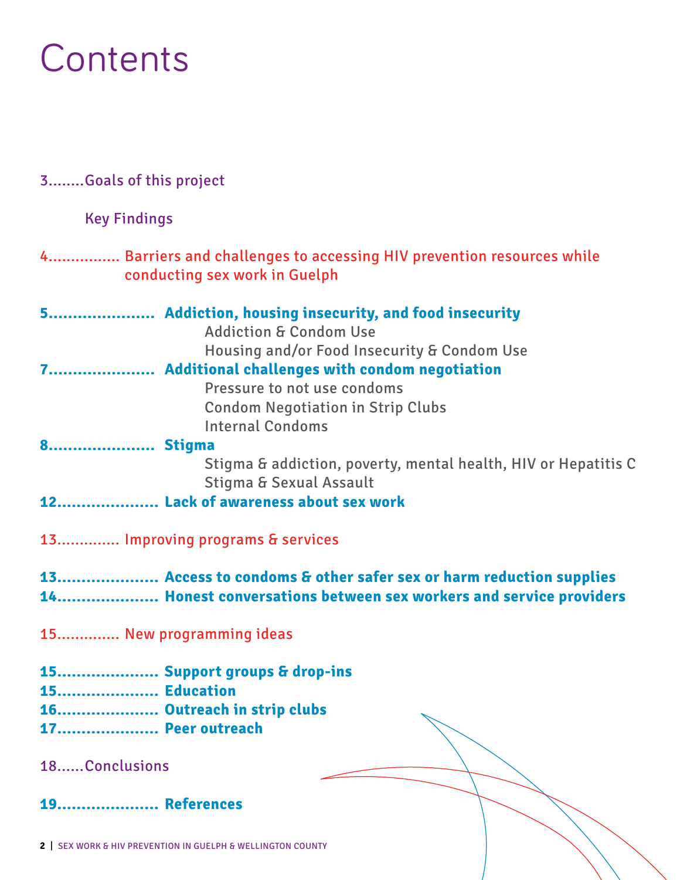# Contents

3........Goals of this project

Key Findings

4................ Barriers and challenges to accessing HIV prevention resources while conducting sex work in Guelph

**5...................... Addiction, housing insecurity, and food insecurity**

Addiction & Condom Use

Housing and/or Food Insecurity & Condom Use

**7...................... Additional challenges with condom negotiation**

Pressure to not use condoms

Condom Negotiation in Strip Clubs

Internal Condoms

**8...................... Stigma**

Stigma & addiction, poverty, mental health, HIV or Hepatitis C

Stigma & Sexual Assault

**12..................... Lack of awareness about sex work**

13............. Improving programs & services

**13..................... Access to condoms & other safer sex or harm reduction supplies**

**14..................... Honest conversations between sex workers and service providers**

15............. New programming ideas

**15..................... Support groups & drop-ins**

**15..................... Education**

**16..................... Outreach in strip clubs**

**17..................... Peer outreach**

18......Conclusions

**19..................... References**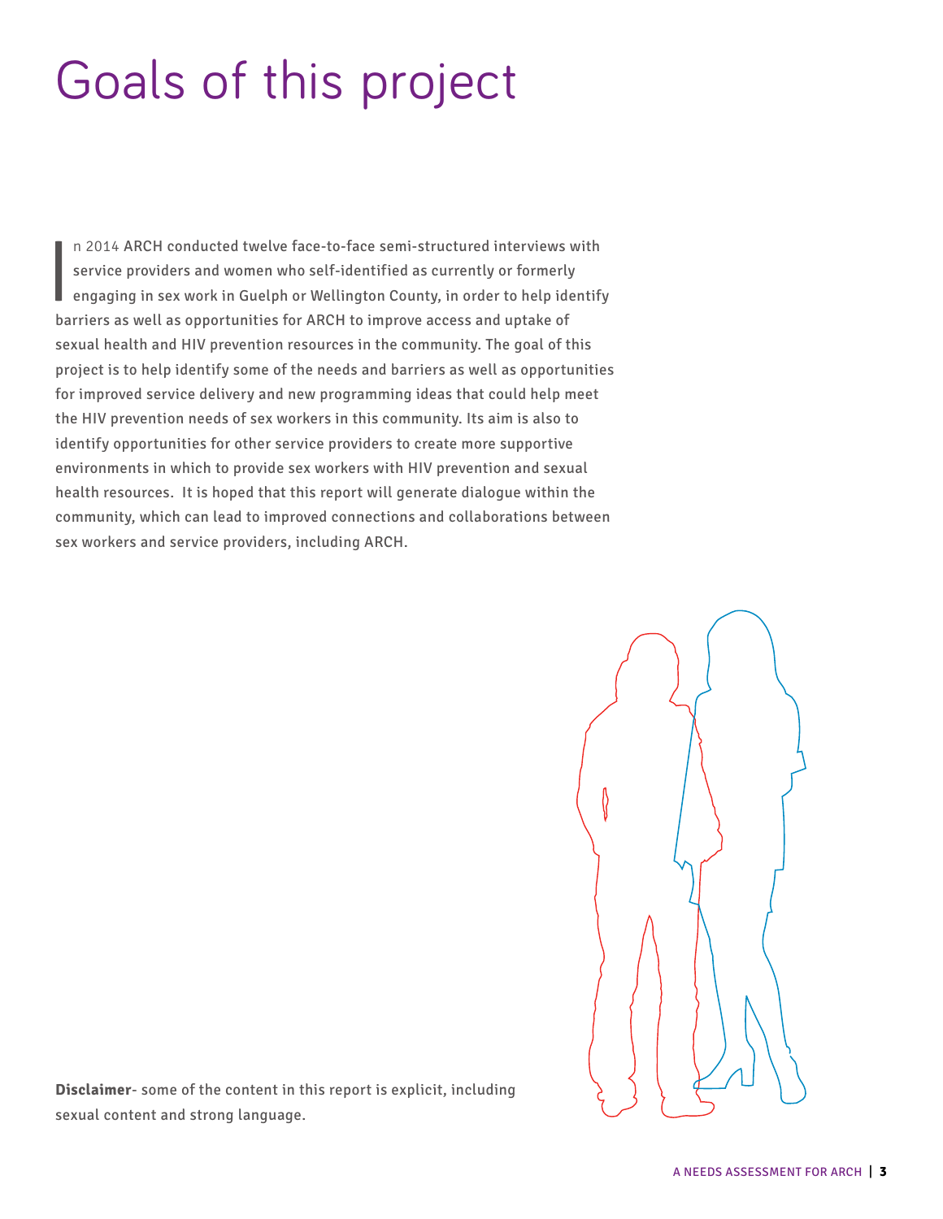# Goals of this project

In 2014 ARCH conducted twelve face-to-face semi-structured interviews with service providers and women who self-identified as currently or formerly engaging in sex work in Guelph or Wellington County, in order to help identify barriers as well as opportunities for ARCH to improve access and uptake of sexual health and HIV prevention resources in the community. The goal of this project is to help identify some of the needs and barriers as well as opportunities for improved service delivery and new programming ideas that could help meet the HIV prevention needs of sex workers in this community. Its aim is also to identify opportunities for other service providers to create more supportive environments in which to provide sex workers with HIV prevention and sexual health resources. It is hoped that this report will generate dialogue within the community, which can lead to improved connections and collaborations between sex workers and service providers, including ARCH.

**Disclaimer**- some of the content in this report is explicit, including sexual content and strong language.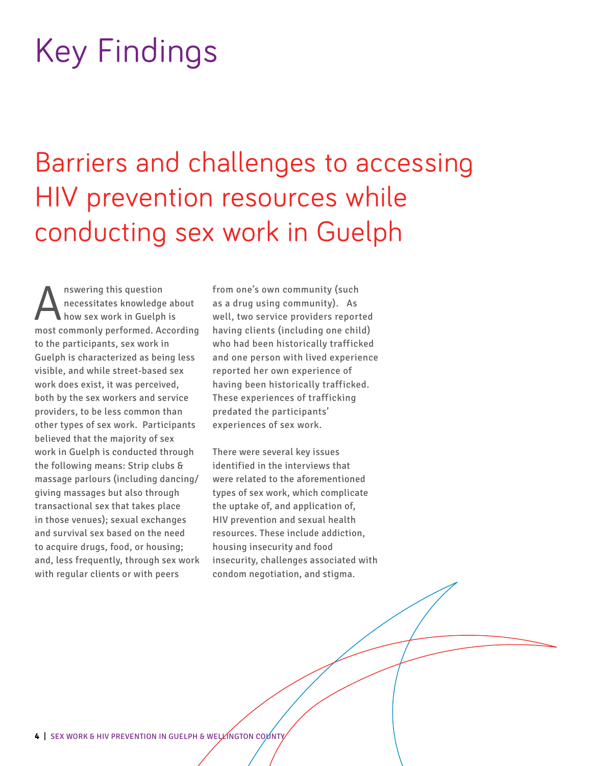# Key Findings

## Barriers and challenges to accessing HIV prevention resources while conducting sex work in Guelph

Answering this question necessitates knowledge about how sex work in Guelph is most commonly performed. According to the participants, sex work in Guelph is characterized as being less visible, and while street-based sex work does exist, it was perceived, both by the sex workers and service providers, to be less common than other types of sex work. Participants believed that the majority of sex work in Guelph is conducted through the following means: Strip clubs & massage parlours (including dancing/giving massages but also through transactional sex that takes place in those venues); sexual exchanges and survival sex based on the need to acquire drugs, food, or housing; and, less frequently, through sex work with regular clients or with peers from one's own community (such as a drug using community). As well, two service providers reported having clients (including one child) who had been historically trafficked and one person with lived experience reported her own experience of having been historically trafficked. These experiences of trafficking predated the participants' experiences of sex work.

There were several key issues identified in the interviews that were related to the aforementioned types of sex work, which complicate the uptake of, and application of, HIV prevention and sexual health resources. These include addiction, housing insecurity and food insecurity, challenges associated with condom negotiation, and stigma.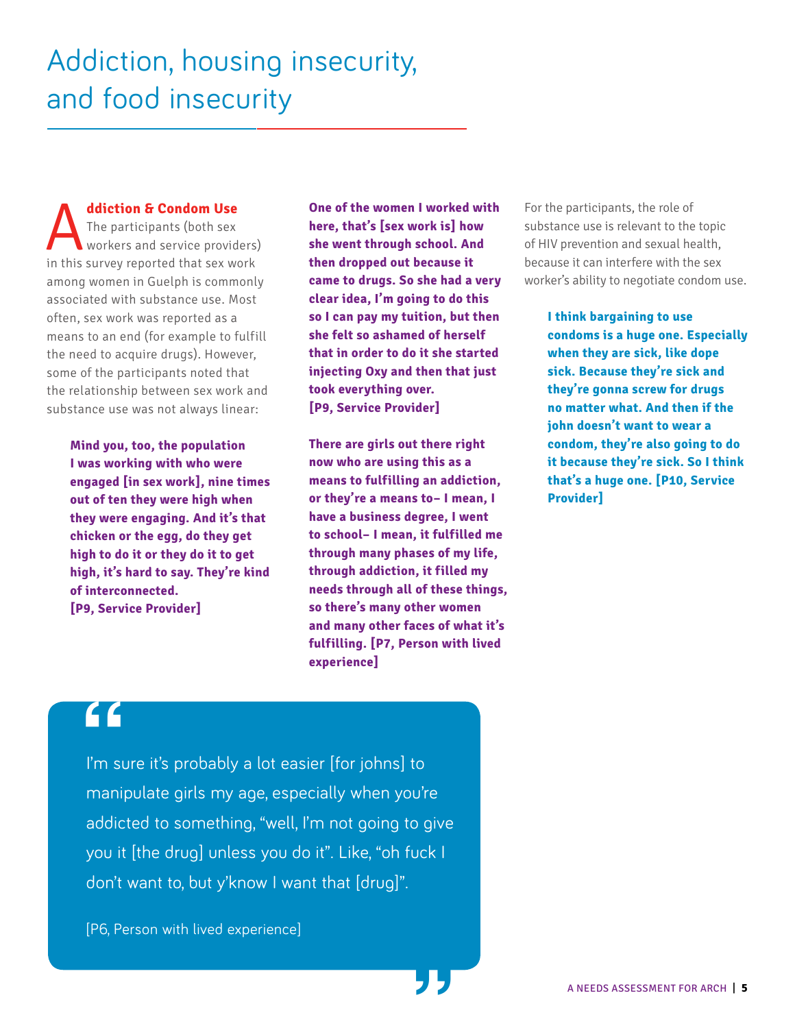# Addiction, housing insecurity, and food insecurity

### Addiction & Condom Use

The participants (both sex workers and service providers) in this survey reported that sex work among women in Guelph is commonly associated with substance use. Most often, sex work was reported as a means to an end (for example to fulfill the need to acquire drugs). However, some of the participants noted that the relationship between sex work and substance use was not always linear:

> **Mind you, too, the population I was working with who were engaged [in sex work], nine times out of ten they were high when they were engaging. And it's that chicken or the egg, do they get high to do it or they do it to get high, it's hard to say. They're kind of interconnected. [P9, Service Provider]**

> **One of the women I worked with here, that's [sex work is] how she went through school. And then dropped out because it came to drugs. So she had a very clear idea, I'm going to do this so I can pay my tuition, but then she felt so ashamed of herself that in order to do it she started injecting Oxy and then that just took everything over. [P9, Service Provider]**

> **There are girls out there right now who are using this as a means to fulfilling an addiction, or they're a means to– I mean, I have a business degree, I went to school– I mean, it fulfilled me through many phases of my life, through addiction, it filled my needs through all of these things, so there's many other women and many other faces of what it's fulfilling. [P7, Person with lived experience]**

For the participants, the role of substance use is relevant to the topic of HIV prevention and sexual health, because it can interfere with the sex worker's ability to negotiate condom use.

> **I think bargaining to use condoms is a huge one. Especially when they are sick, like dope sick. Because they're sick and they're gonna screw for drugs no matter what. And then if the john doesn't want to wear a condom, they're also going to do it because they're sick. So I think that's a huge one. [P10, Service Provider]**

> "I'm sure it's probably a lot easier [for johns] to manipulate girls my age, especially when you're addicted to something, "well, I'm not going to give you it [the drug] unless you do it". Like, "oh fuck I don't want to, but y'know I want that [drug]".
>
> [P6, Person with lived experience]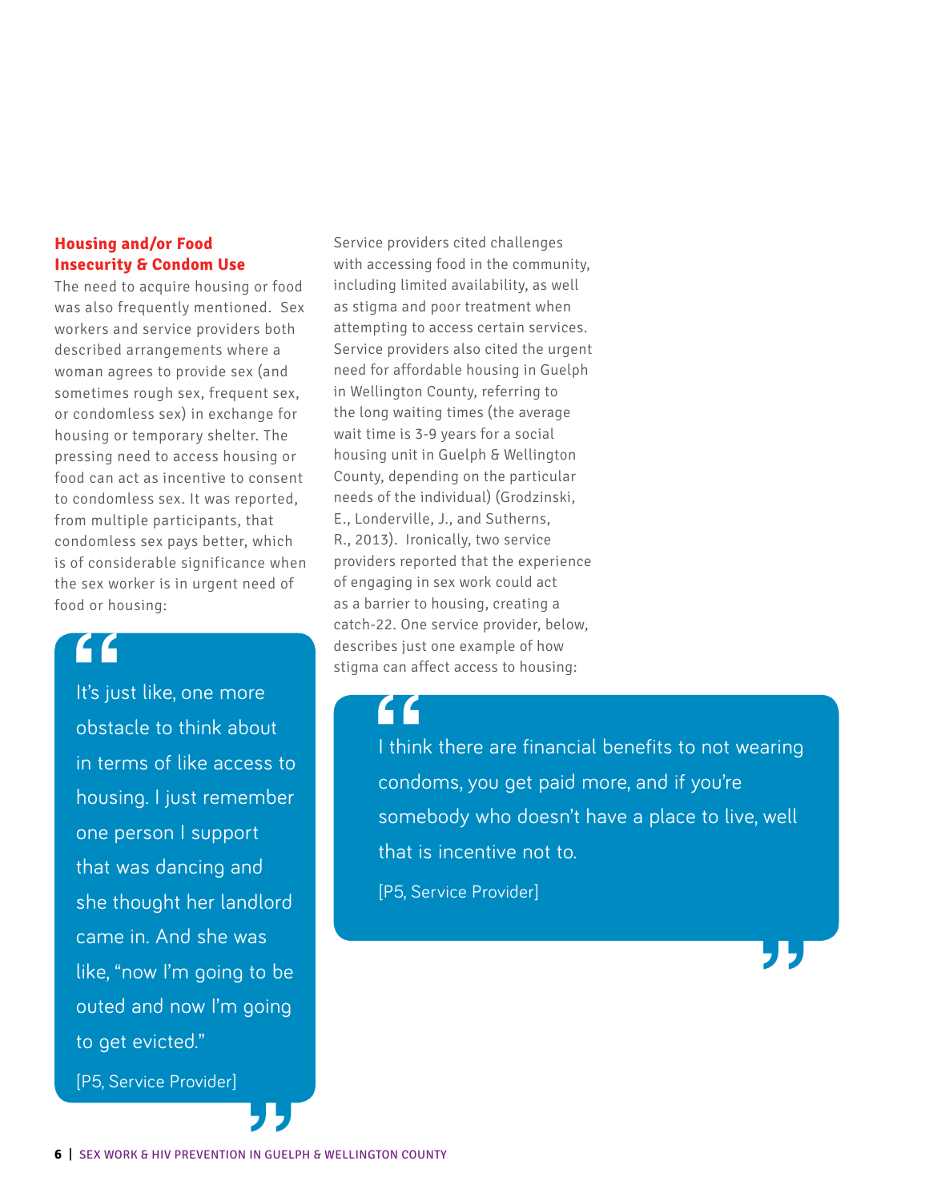### Housing and/or Food Insecurity & Condom Use

The need to acquire housing or food was also frequently mentioned. Sex workers and service providers both described arrangements where a woman agrees to provide sex (and sometimes rough sex, frequent sex, or condomless sex) in exchange for housing or temporary shelter. The pressing need to access housing or food can act as incentive to consent to condomless sex. It was reported, from multiple participants, that condomless sex pays better, which is of considerable significance when the sex worker is in urgent need of food or housing:

> I think there are financial benefits to not wearing condoms, you get paid more, and if you're somebody who doesn't have a place to live, well that is incentive not to.
>
> [P5, Service Provider]

Service providers cited challenges with accessing food in the community, including limited availability, as well as stigma and poor treatment when attempting to access certain services. Service providers also cited the urgent need for affordable housing in Guelph in Wellington County, referring to the long waiting times (the average wait time is 3-9 years for a social housing unit in Guelph & Wellington County, depending on the particular needs of the individual) (Grodzinski, E., Londerville, J., and Sutherns, R., 2013). Ironically, two service providers reported that the experience of engaging in sex work could act as a barrier to housing, creating a catch-22. One service provider, below, describes just one example of how stigma can affect access to housing:

> It's just like, one more obstacle to think about in terms of like access to housing. I just remember one person I support that was dancing and she thought her landlord came in. And she was like, "now I'm going to be outed and now I'm going to get evicted."
>
> [P5, Service Provider]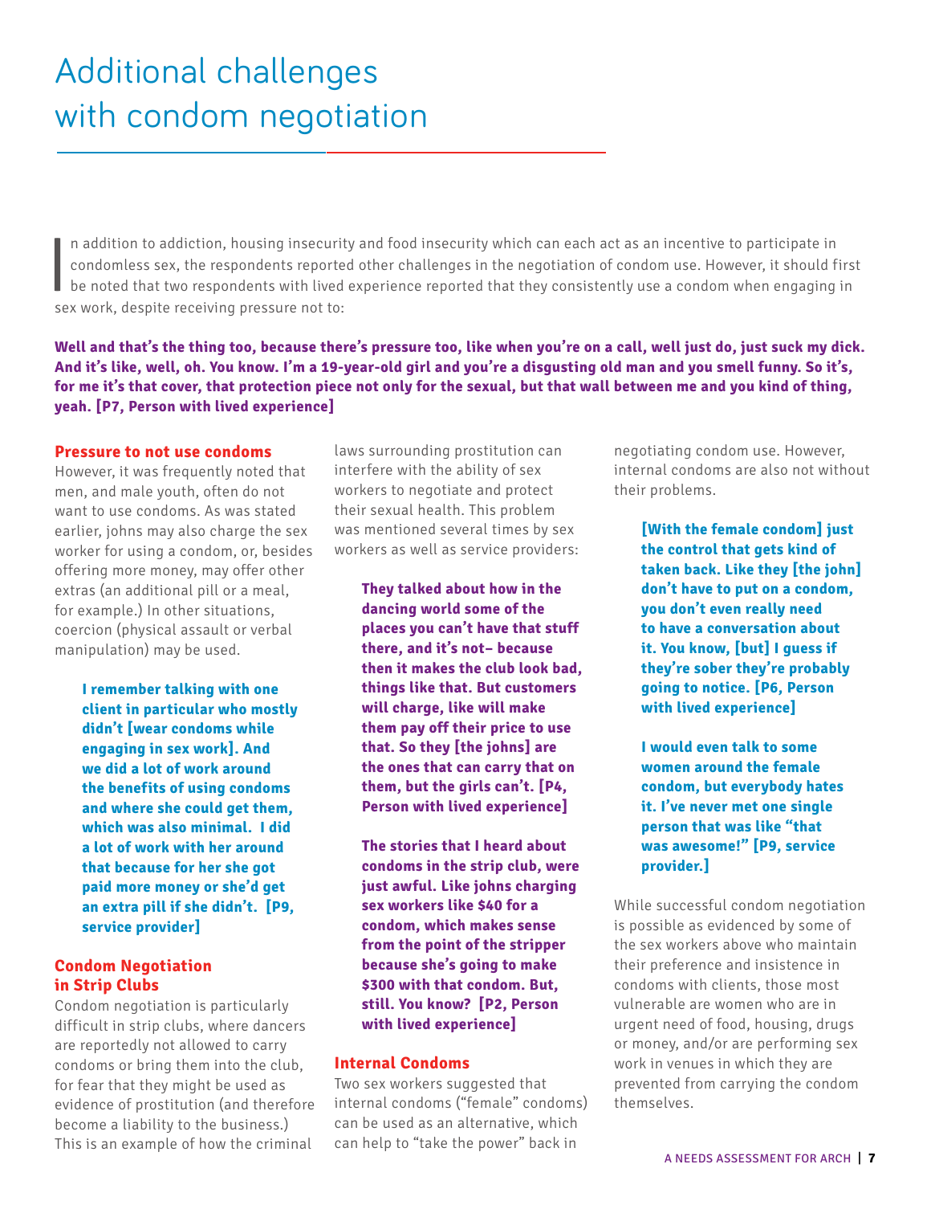# Additional challenges with condom negotiation

In addition to addiction, housing insecurity and food insecurity which can each act as an incentive to participate in condomless sex, the respondents reported other challenges in the negotiation of condom use. However, it should first be noted that two respondents with lived experience reported that they consistently use a condom when engaging in sex work, despite receiving pressure not to:

**Well and that's the thing too, because there's pressure too, like when you're on a call, well just do, just suck my dick. And it's like, well, oh. You know. I'm a 19-year-old girl and you're a disgusting old man and you smell funny. So it's, for me it's that cover, that protection piece not only for the sexual, but that wall between me and you kind of thing, yeah. [P7, Person with lived experience]**

### Pressure to not use condoms

However, it was frequently noted that men, and male youth, often do not want to use condoms. As was stated earlier, johns may also charge the sex worker for using a condom, or, besides offering more money, may offer other extras (an additional pill or a meal, for example.) In other situations, coercion (physical assault or verbal manipulation) may be used.

> **I remember talking with one client in particular who mostly didn't [wear condoms while engaging in sex work]. And we did a lot of work around the benefits of using condoms and where she could get them, which was also minimal. I did a lot of work with her around that because for her she got paid more money or she'd get an extra pill if she didn't. [P9, service provider]**

### Condom Negotiation in Strip Clubs

Condom negotiation is particularly difficult in strip clubs, where dancers are reportedly not allowed to carry condoms or bring them into the club, for fear that they might be used as evidence of prostitution (and therefore become a liability to the business.) This is an example of how the criminal laws surrounding prostitution can interfere with the ability of sex workers to negotiate and protect their sexual health. This problem was mentioned several times by sex workers as well as service providers:

> **They talked about how in the dancing world some of the places you can't have that stuff there, and it's not– because then it makes the club look bad, things like that. But customers will charge, like will make them pay off their price to use that. So they [the johns] are the ones that can carry that on them, but the girls can't. [P4, Person with lived experience]**

> **The stories that I heard about condoms in the strip club, were just awful. Like johns charging sex workers like $40 for a condom, which makes sense from the point of the stripper because she's going to make $300 with that condom. But, still. You know? [P2, Person with lived experience]**

### Internal Condoms

Two sex workers suggested that internal condoms ("female" condoms) can be used as an alternative, which can help to "take the power" back in negotiating condom use. However, internal condoms are also not without their problems.

> **[With the female condom] just the control that gets kind of taken back. Like they [the john] don't have to put on a condom, you don't even really need to have a conversation about it. You know, [but] I guess if they're sober they're probably going to notice. [P6, Person with lived experience]**

> **I would even talk to some women around the female condom, but everybody hates it. I've never met one single person that was like "that was awesome!" [P9, service provider.]**

While successful condom negotiation is possible as evidenced by some of the sex workers above who maintain their preference and insistence in condoms with clients, those most vulnerable are women who are in urgent need of food, housing, drugs or money, and/or are performing sex work in venues in which they are prevented from carrying the condom themselves.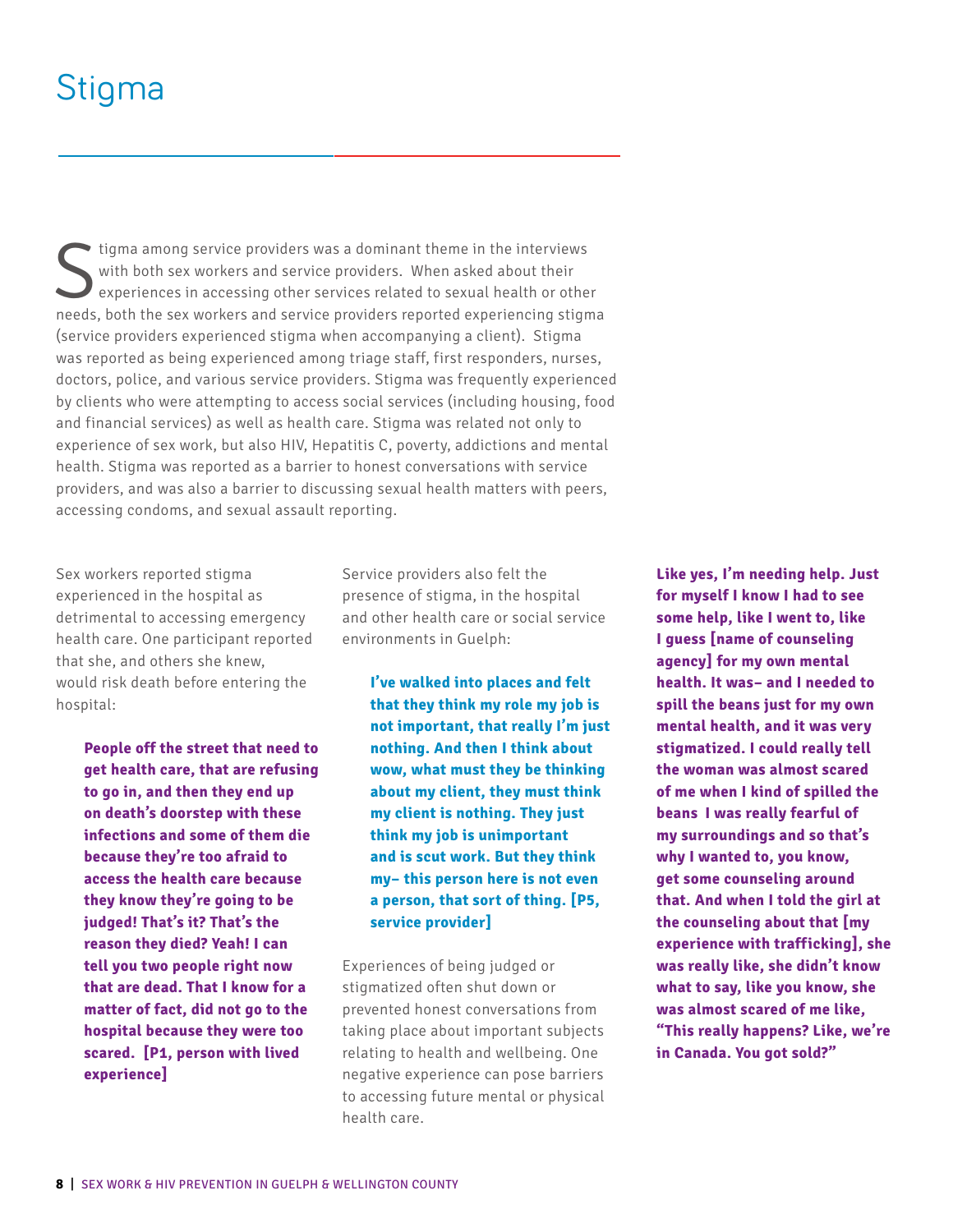# Stigma

Stigma among service providers was a dominant theme in the interviews with both sex workers and service providers. When asked about their experiences in accessing other services related to sexual health or other needs, both the sex workers and service providers reported experiencing stigma (service providers experienced stigma when accompanying a client). Stigma was reported as being experienced among triage staff, first responders, nurses, doctors, police, and various service providers. Stigma was frequently experienced by clients who were attempting to access social services (including housing, food and financial services) as well as health care. Stigma was related not only to experience of sex work, but also HIV, Hepatitis C, poverty, addictions and mental health. Stigma was reported as a barrier to honest conversations with service providers, and was also a barrier to discussing sexual health matters with peers, accessing condoms, and sexual assault reporting.

Sex workers reported stigma experienced in the hospital as detrimental to accessing emergency health care. One participant reported that she, and others she knew, would risk death before entering the hospital:

> **People off the street that need to get health care, that are refusing to go in, and then they end up on death's doorstep with these infections and some of them die because they're too afraid to access the health care because they know they're going to be judged! That's it? That's the reason they died? Yeah! I can tell you two people right now that are dead. That I know for a matter of fact, did not go to the hospital because they were too scared. [P1, person with lived experience]**

Service providers also felt the presence of stigma, in the hospital and other health care or social service environments in Guelph:

> **I've walked into places and felt that they think my role my job is not important, that really I'm just nothing. And then I think about wow, what must they be thinking about my client, they must think my client is nothing. They just think my job is unimportant and is scut work. But they think my– this person here is not even a person, that sort of thing. [P5, service provider]**

Experiences of being judged or stigmatized often shut down or prevented honest conversations from taking place about important subjects relating to health and wellbeing. One negative experience can pose barriers to accessing future mental or physical health care.

> **Like yes, I'm needing help. Just for myself I know I had to see some help, like I went to, like I guess [name of counseling agency] for my own mental health. It was– and I needed to spill the beans just for my own mental health, and it was very stigmatized. I could really tell the woman was almost scared of me when I kind of spilled the beans I was really fearful of my surroundings and so that's why I wanted to, you know, get some counseling around that. And when I told the girl at the counseling about that [my experience with trafficking], she was really like, she didn't know what to say, like you know, she was almost scared of me like, "This really happens? Like, we're in Canada. You got sold?"**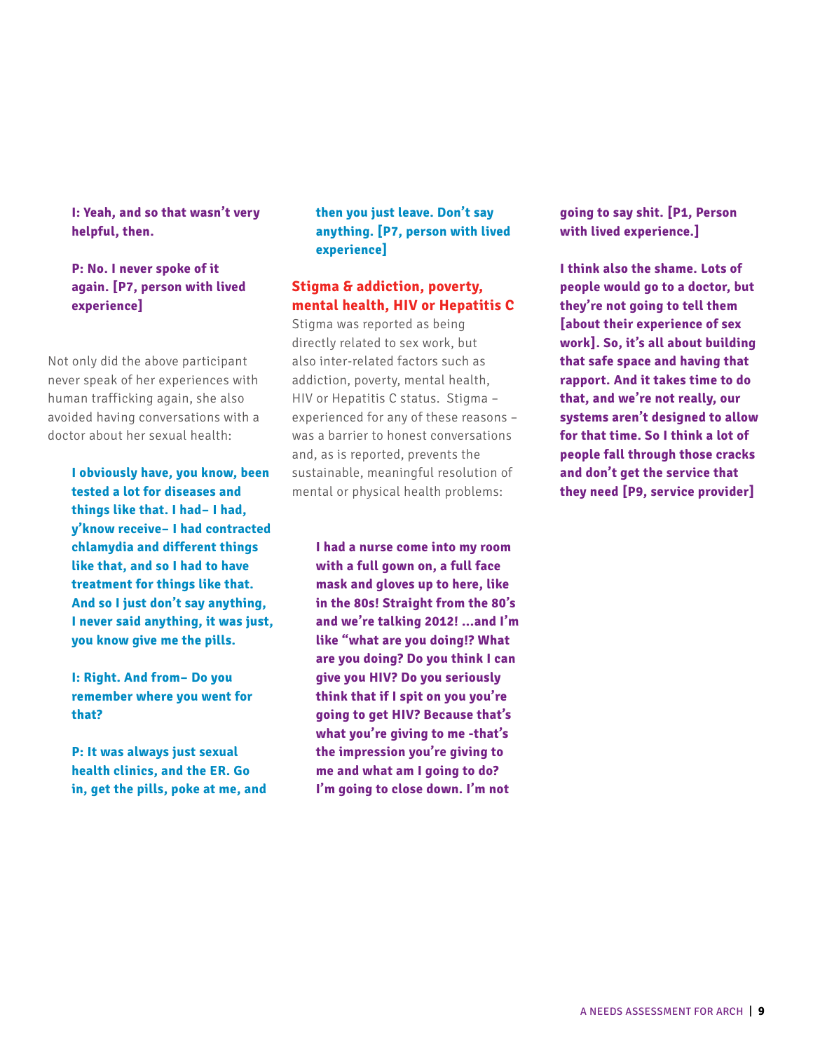**I: Yeah, and so that wasn't very helpful, then.**

**P: No. I never spoke of it again. [P7, person with lived experience]**

Not only did the above participant never speak of her experiences with human trafficking again, she also avoided having conversations with a doctor about her sexual health:

**I obviously have, you know, been tested a lot for diseases and things like that. I had– I had, y'know receive– I had contracted chlamydia and different things like that, and so I had to have treatment for things like that. And so I just don't say anything, I never said anything, it was just, you know give me the pills.**

**I: Right. And from– Do you remember where you went for that?**

**P: It was always just sexual health clinics, and the ER. Go in, get the pills, poke at me, and then you just leave. Don't say anything. [P7, person with lived experience]**

## Stigma & addiction, poverty, mental health, HIV or Hepatitis C

Stigma was reported as being directly related to sex work, but also inter-related factors such as addiction, poverty, mental health, HIV or Hepatitis C status. Stigma – experienced for any of these reasons – was a barrier to honest conversations and, as is reported, prevents the sustainable, meaningful resolution of mental or physical health problems:

**I had a nurse come into my room with a full gown on, a full face mask and gloves up to here, like in the 80s! Straight from the 80's and we're talking 2012! ...and I'm like "what are you doing!? What are you doing? Do you think I can give you HIV? Do you seriously think that if I spit on you you're going to get HIV? Because that's what you're giving to me -that's the impression you're giving to me and what am I going to do? I'm going to close down. I'm not going to say shit. [P1, Person with lived experience.]**

**I think also the shame. Lots of people would go to a doctor, but they're not going to tell them [about their experience of sex work]. So, it's all about building that safe space and having that rapport. And it takes time to do that, and we're not really, our systems aren't designed to allow for that time. So I think a lot of people fall through those cracks and don't get the service that they need [P9, service provider]**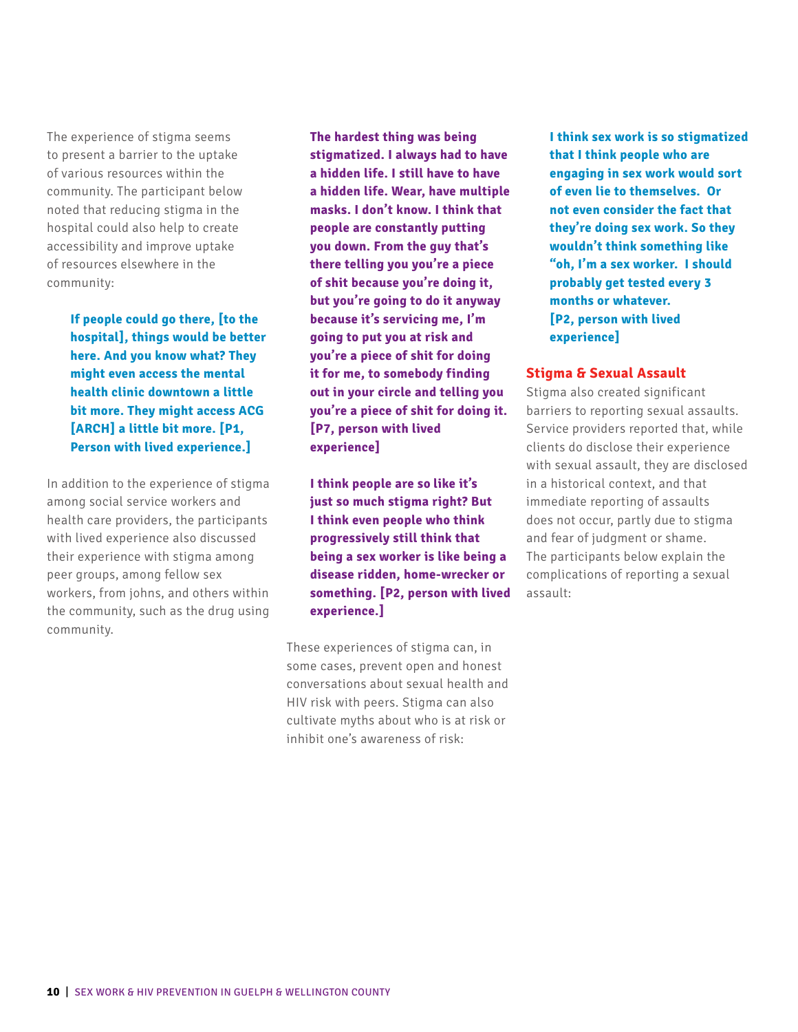The experience of stigma seems to present a barrier to the uptake of various resources within the community. The participant below noted that reducing stigma in the hospital could also help to create accessibility and improve uptake of resources elsewhere in the community:

> **If people could go there, [to the hospital], things would be better here. And you know what? They might even access the mental health clinic downtown a little bit more. They might access ACG [ARCH] a little bit more. [P1, Person with lived experience.]**

In addition to the experience of stigma among social service workers and health care providers, the participants with lived experience also discussed their experience with stigma among peer groups, among fellow sex workers, from johns, and others within the community, such as the drug using community.

> **The hardest thing was being stigmatized. I always had to have a hidden life. I still have to have a hidden life. Wear, have multiple masks. I don't know. I think that people are constantly putting you down. From the guy that's there telling you you're a piece of shit because you're doing it, but you're going to do it anyway because it's servicing me, I'm going to put you at risk and you're a piece of shit for doing it for me, to somebody finding out in your circle and telling you you're a piece of shit for doing it. [P7, person with lived experience]**

> **I think people are so like it's just so much stigma right? But I think even people who think progressively still think that being a sex worker is like being a disease ridden, home-wrecker or something. [P2, person with lived experience.]**

These experiences of stigma can, in some cases, prevent open and honest conversations about sexual health and HIV risk with peers. Stigma can also cultivate myths about who is at risk or inhibit one's awareness of risk:

> **I think sex work is so stigmatized that I think people who are engaging in sex work would sort of even lie to themselves. Or not even consider the fact that they're doing sex work. So they wouldn't think something like "oh, I'm a sex worker. I should probably get tested every 3 months or whatever. [P2, person with lived experience]**

## Stigma & Sexual Assault

Stigma also created significant barriers to reporting sexual assaults. Service providers reported that, while clients do disclose their experience with sexual assault, they are disclosed in a historical context, and that immediate reporting of assaults does not occur, partly due to stigma and fear of judgment or shame. The participants below explain the complications of reporting a sexual assault: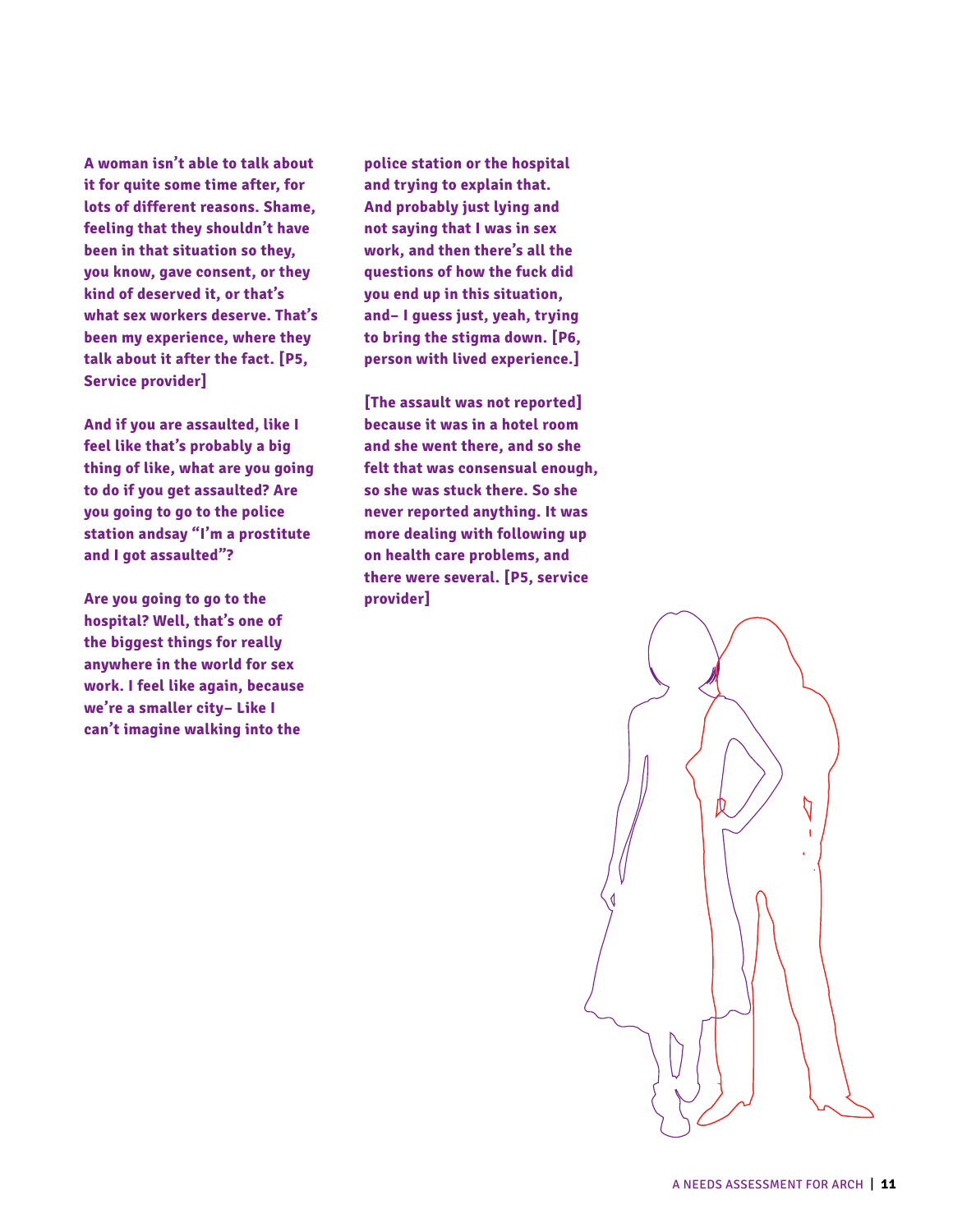**A woman isn't able to talk about it for quite some time after, for lots of different reasons. Shame, feeling that they shouldn't have been in that situation so they, you know, gave consent, or they kind of deserved it, or that's what sex workers deserve. That's been my experience, where they talk about it after the fact. [P5, Service provider]**

**And if you are assaulted, like I feel like that's probably a big thing of like, what are you going to do if you get assaulted? Are you going to go to the police station andsay "I'm a prostitute and I got assaulted"?**

**Are you going to go to the hospital? Well, that's one of the biggest things for really anywhere in the world for sex work. I feel like again, because we're a smaller city– Like I can't imagine walking into the police station or the hospital and trying to explain that. And probably just lying and not saying that I was in sex work, and then there's all the questions of how the fuck did you end up in this situation, and– I guess just, yeah, trying to bring the stigma down. [P6, person with lived experience.]**

**[The assault was not reported] because it was in a hotel room and she went there, and so she felt that was consensual enough, so she was stuck there. So she never reported anything. It was more dealing with following up on health care problems, and there were several. [P5, service provider]**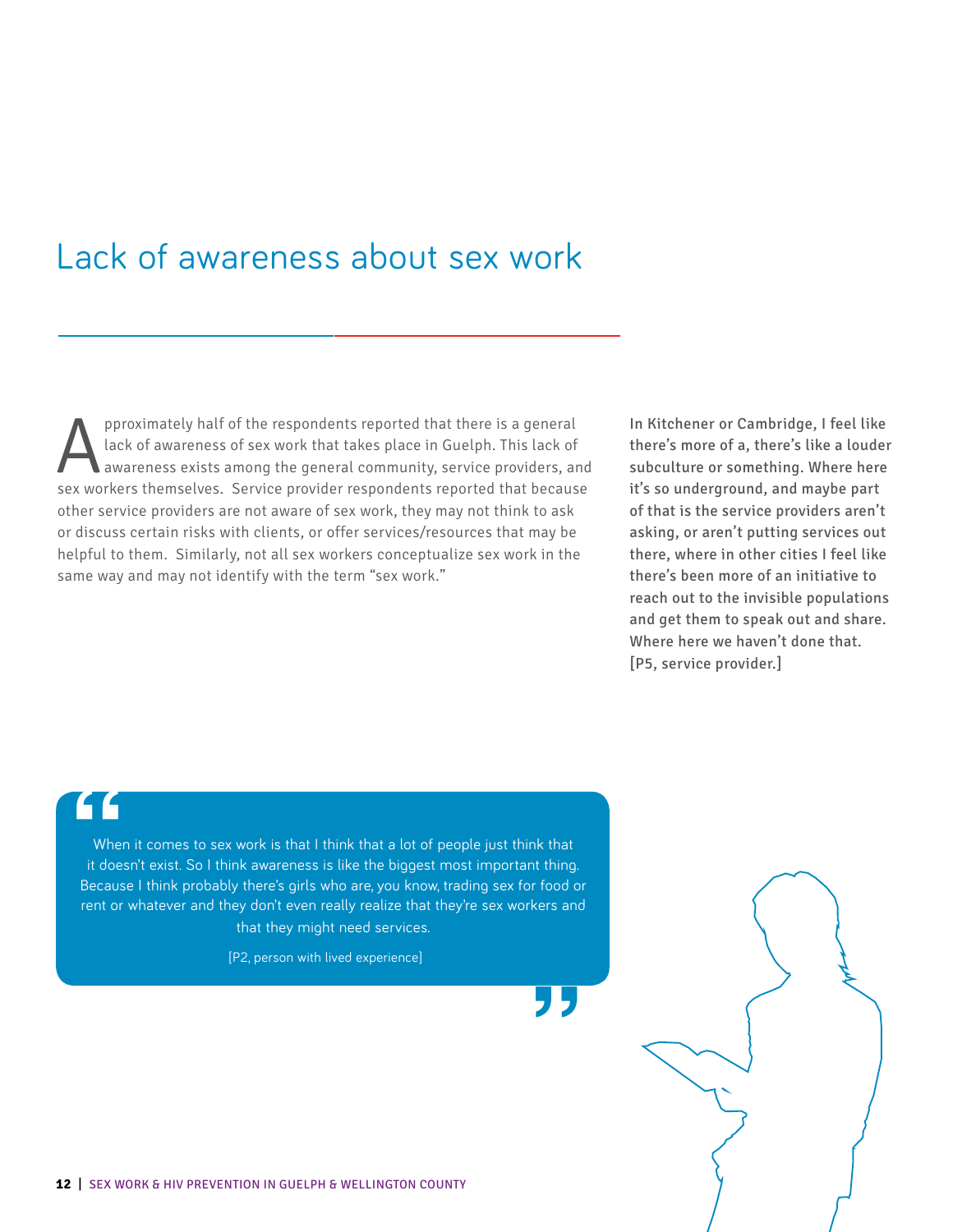# Lack of awareness about sex work

Approximately half of the respondents reported that there is a general lack of awareness of sex work that takes place in Guelph. This lack of awareness exists among the general community, service providers, and sex workers themselves. Service provider respondents reported that because other service providers are not aware of sex work, they may not think to ask or discuss certain risks with clients, or offer services/resources that may be helpful to them. Similarly, not all sex workers conceptualize sex work in the same way and may not identify with the term "sex work."

In Kitchener or Cambridge, I feel like there's more of a, there's like a louder subculture or something. Where here it's so underground, and maybe part of that is the service providers aren't asking, or aren't putting services out there, where in other cities I feel like there's been more of an initiative to reach out to the invisible populations and get them to speak out and share. Where here we haven't done that. [P5, service provider.]

> When it comes to sex work is that I think that a lot of people just think that it doesn't exist. So I think awareness is like the biggest most important thing. Because I think probably there's girls who are, you know, trading sex for food or rent or whatever and they don't even really realize that they're sex workers and that they might need services.
>
> [P2, person with lived experience]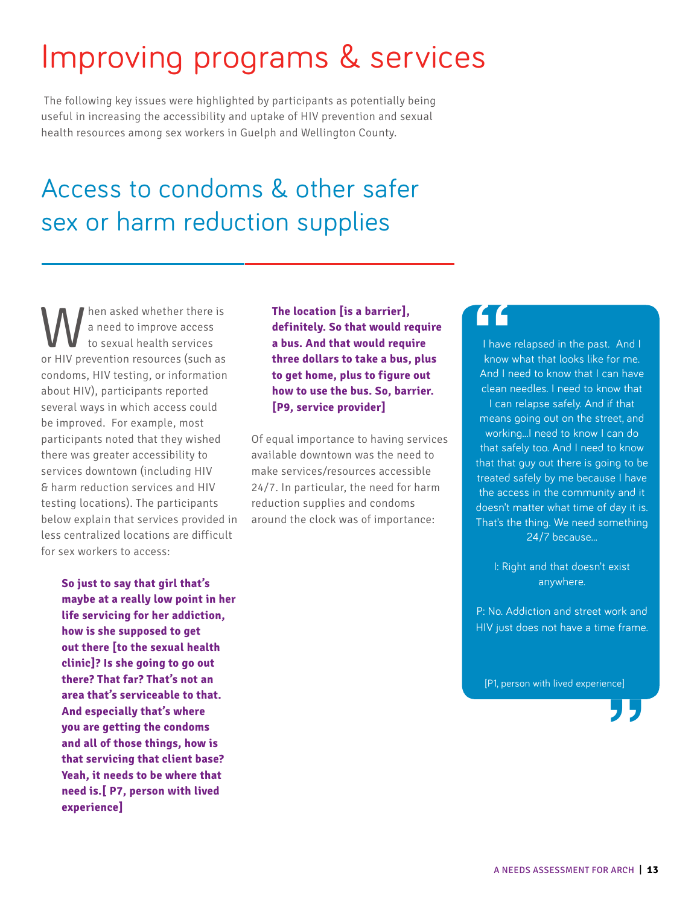# Improving programs & services

The following key issues were highlighted by participants as potentially being useful in increasing the accessibility and uptake of HIV prevention and sexual health resources among sex workers in Guelph and Wellington County.

## Access to condoms & other safer sex or harm reduction supplies

When asked whether there is a need to improve access to sexual health services or HIV prevention resources (such as condoms, HIV testing, or information about HIV), participants reported several ways in which access could be improved. For example, most participants noted that they wished there was greater accessibility to services downtown (including HIV & harm reduction services and HIV testing locations). The participants below explain that services provided in less centralized locations are difficult for sex workers to access:

> **So just to say that girl that's maybe at a really low point in her life servicing for her addiction, how is she supposed to get out there [to the sexual health clinic]? Is she going to go out there? That far? That's not an area that's serviceable to that. And especially that's where you are getting the condoms and all of those things, how is that servicing that client base? Yeah, it needs to be where that need is.[ P7, person with lived experience]**

> **The location [is a barrier], definitely. So that would require a bus. And that would require three dollars to take a bus, plus to get home, plus to figure out how to use the bus. So, barrier. [P9, service provider]**

Of equal importance to having services available downtown was the need to make services/resources accessible 24/7. In particular, the need for harm reduction supplies and condoms around the clock was of importance:

> "I have relapsed in the past. And I know what that looks like for me. And I need to know that I can have clean needles. I need to know that I can relapse safely. And if that means going out on the street, and working...I need to know I can do that safely too. And I need to know that that guy out there is going to be treated safely by me because I have the access in the community and it doesn't matter what time of day it is. That's the thing. We need something 24/7 because...
>
> I: Right and that doesn't exist anywhere.
>
> P: No. Addiction and street work and HIV just does not have a time frame.
>
> [P1, person with lived experience]"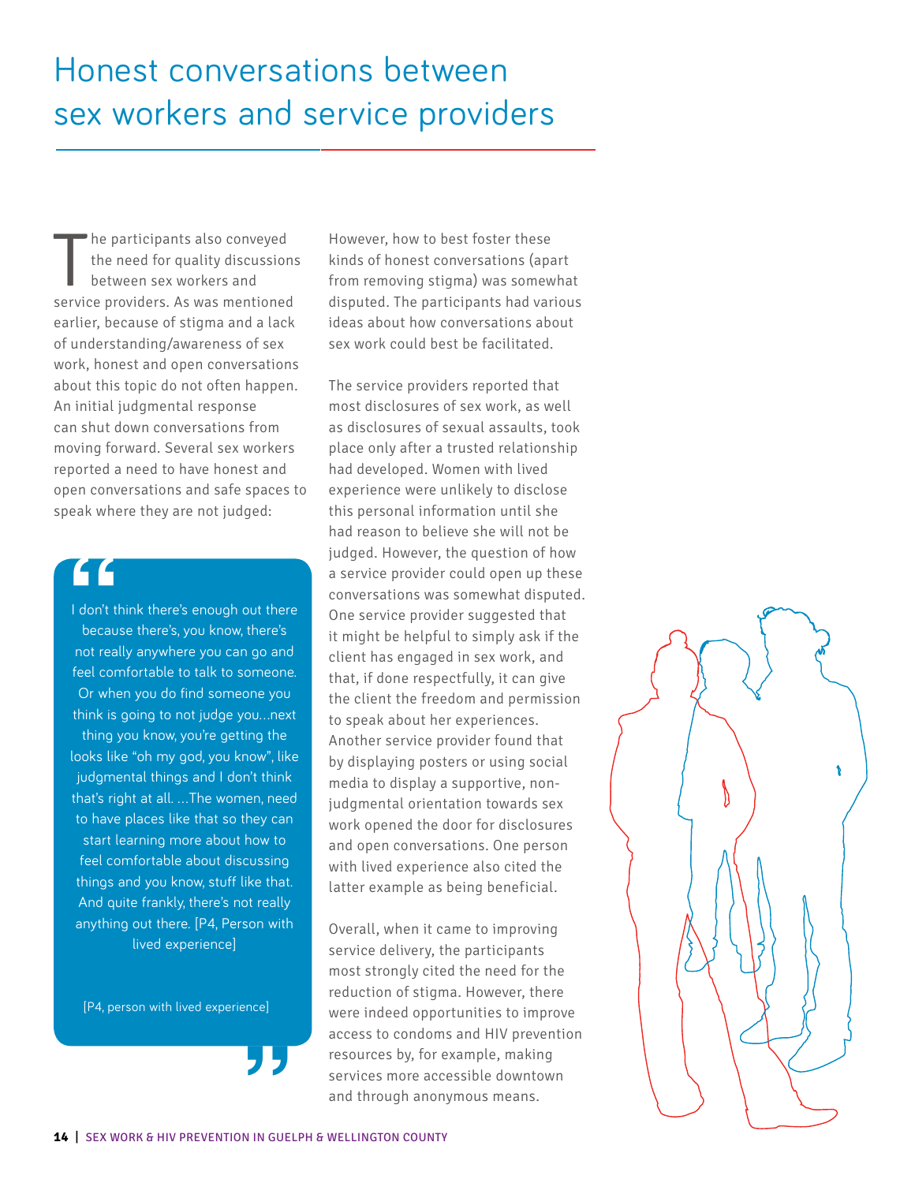# Honest conversations between sex workers and service providers

The participants also conveyed the need for quality discussions between sex workers and service providers. As was mentioned earlier, because of stigma and a lack of understanding/awareness of sex work, honest and open conversations about this topic do not often happen. An initial judgmental response can shut down conversations from moving forward. Several sex workers reported a need to have honest and open conversations and safe spaces to speak where they are not judged:

> I don't think there's enough out there because there's, you know, there's not really anywhere you can go and feel comfortable to talk to someone. Or when you do find someone you think is going to not judge you…next thing you know, you're getting the looks like "oh my god, you know", like judgmental things and I don't think that's right at all. …The women, need to have places like that so they can start learning more about how to feel comfortable about discussing things and you know, stuff like that. And quite frankly, there's not really anything out there. [P4, Person with lived experience]
>
> [P4, person with lived experience]

However, how to best foster these kinds of honest conversations (apart from removing stigma) was somewhat disputed. The participants had various ideas about how conversations about sex work could best be facilitated.

The service providers reported that most disclosures of sex work, as well as disclosures of sexual assaults, took place only after a trusted relationship had developed. Women with lived experience were unlikely to disclose this personal information until she had reason to believe she will not be judged. However, the question of how a service provider could open up these conversations was somewhat disputed. One service provider suggested that it might be helpful to simply ask if the client has engaged in sex work, and that, if done respectfully, it can give the client the freedom and permission to speak about her experiences. Another service provider found that by displaying posters or using social media to display a supportive, non-judgmental orientation towards sex work opened the door for disclosures and open conversations. One person with lived experience also cited the latter example as being beneficial.

Overall, when it came to improving service delivery, the participants most strongly cited the need for the reduction of stigma. However, there were indeed opportunities to improve access to condoms and HIV prevention resources by, for example, making services more accessible downtown and through anonymous means.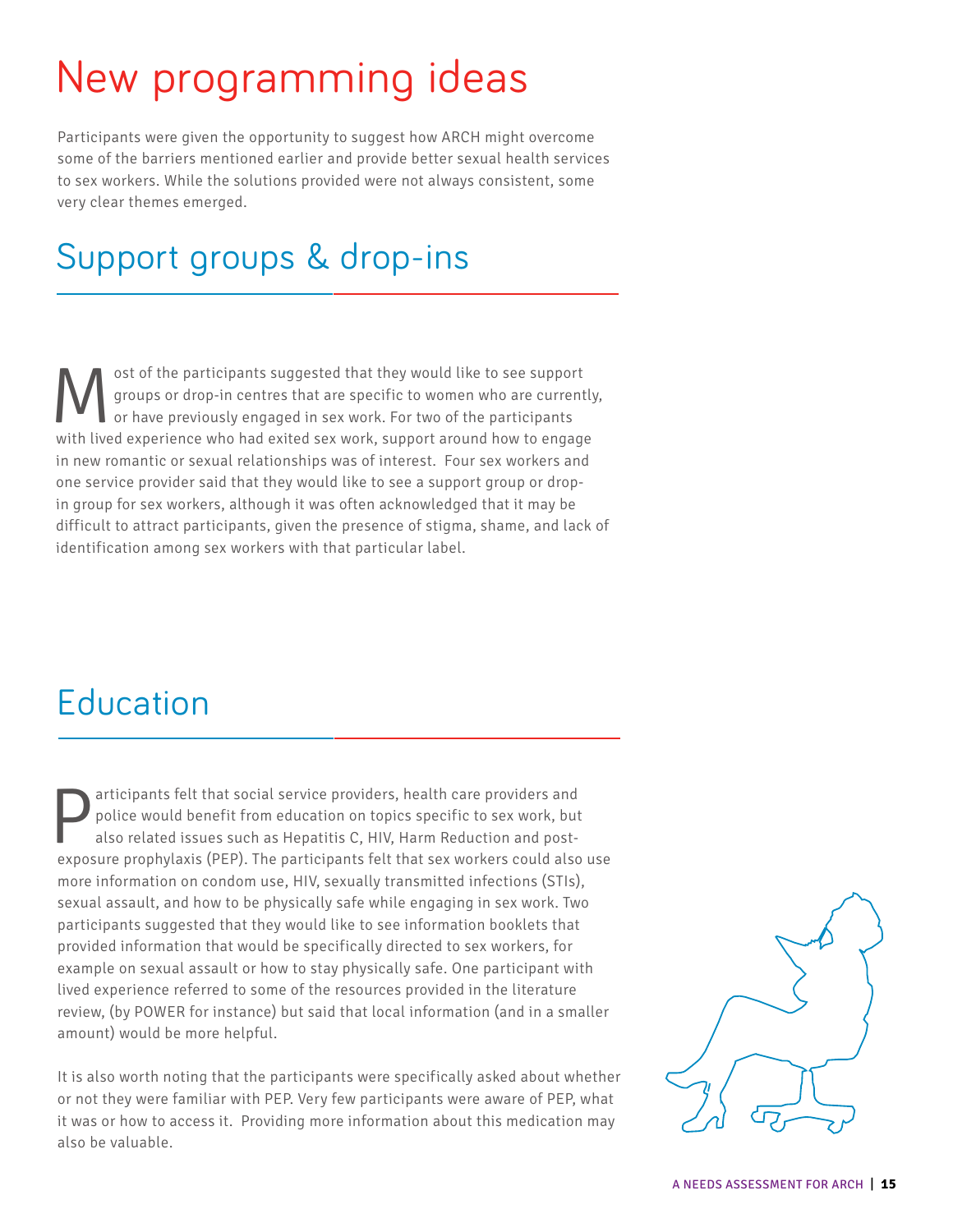# New programming ideas

Participants were given the opportunity to suggest how ARCH might overcome some of the barriers mentioned earlier and provide better sexual health services to sex workers. While the solutions provided were not always consistent, some very clear themes emerged.

## Support groups & drop-ins

Most of the participants suggested that they would like to see support groups or drop-in centres that are specific to women who are currently, or have previously engaged in sex work. For two of the participants with lived experience who had exited sex work, support around how to engage in new romantic or sexual relationships was of interest. Four sex workers and one service provider said that they would like to see a support group or drop-in group for sex workers, although it was often acknowledged that it may be difficult to attract participants, given the presence of stigma, shame, and lack of identification among sex workers with that particular label.

## Education

Participants felt that social service providers, health care providers and police would benefit from education on topics specific to sex work, but also related issues such as Hepatitis C, HIV, Harm Reduction and post-exposure prophylaxis (PEP). The participants felt that sex workers could also use more information on condom use, HIV, sexually transmitted infections (STIs), sexual assault, and how to be physically safe while engaging in sex work. Two participants suggested that they would like to see information booklets that provided information that would be specifically directed to sex workers, for example on sexual assault or how to stay physically safe. One participant with lived experience referred to some of the resources provided in the literature review, (by POWER for instance) but said that local information (and in a smaller amount) would be more helpful.

It is also worth noting that the participants were specifically asked about whether or not they were familiar with PEP. Very few participants were aware of PEP, what it was or how to access it. Providing more information about this medication may also be valuable.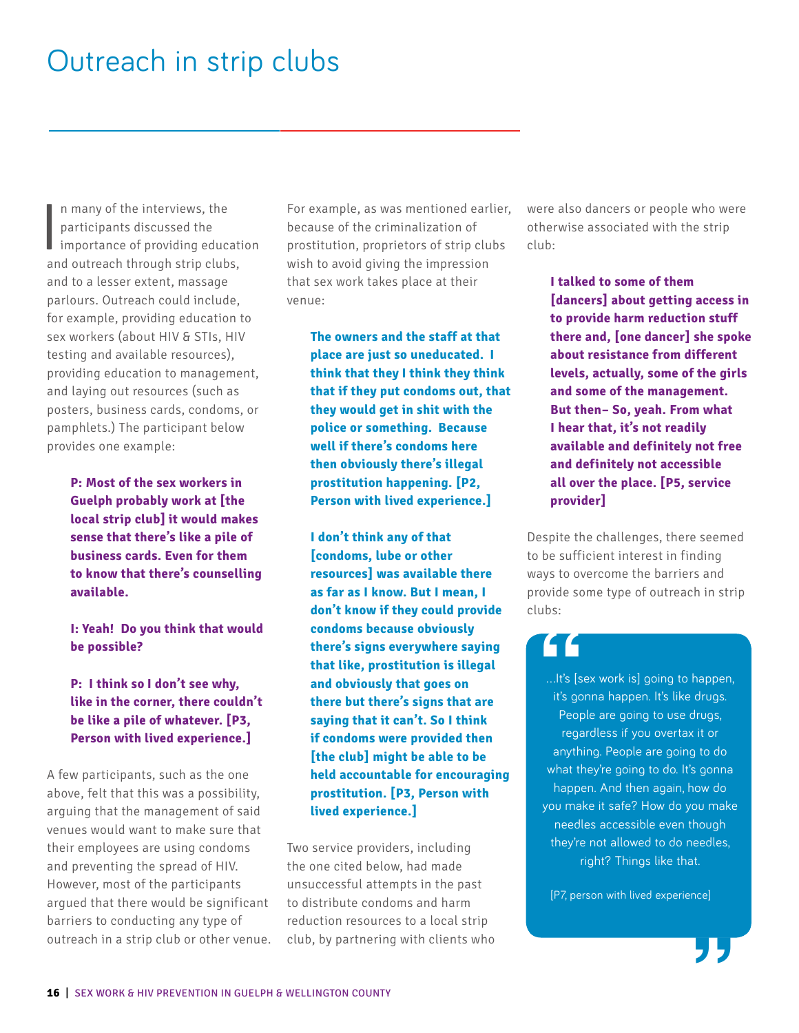# Outreach in strip clubs

In many of the interviews, the participants discussed the importance of providing education and outreach through strip clubs, and to a lesser extent, massage parlours. Outreach could include, for example, providing education to sex workers (about HIV & STIs, HIV testing and available resources), providing education to management, and laying out resources (such as posters, business cards, condoms, or pamphlets.) The participant below provides one example:

> **P: Most of the sex workers in Guelph probably work at [the local strip club] it would makes sense that there's like a pile of business cards. Even for them to know that there's counselling available.**
>
> **I: Yeah! Do you think that would be possible?**
>
> **P: I think so I don't see why, like in the corner, there couldn't be like a pile of whatever. [P3, Person with lived experience.]**

A few participants, such as the one above, felt that this was a possibility, arguing that the management of said venues would want to make sure that their employees are using condoms and preventing the spread of HIV. However, most of the participants argued that there would be significant barriers to conducting any type of outreach in a strip club or other venue. For example, as was mentioned earlier, because of the criminalization of prostitution, proprietors of strip clubs wish to avoid giving the impression that sex work takes place at their venue:

> **The owners and the staff at that place are just so uneducated. I think that they I think they think that if they put condoms out, that they would get in shit with the police or something. Because well if there's condoms here then obviously there's illegal prostitution happening. [P2, Person with lived experience.]**

> **I don't think any of that [condoms, lube or other resources] was available there as far as I know. But I mean, I don't know if they could provide condoms because obviously there's signs everywhere saying that like, prostitution is illegal and obviously that goes on there but there's signs that are saying that it can't. So I think if condoms were provided then [the club] might be able to be held accountable for encouraging prostitution. [P3, Person with lived experience.]**

Two service providers, including the one cited below, had made unsuccessful attempts in the past to distribute condoms and harm reduction resources to a local strip club, by partnering with clients who were also dancers or people who were otherwise associated with the strip club:

> **I talked to some of them [dancers] about getting access in to provide harm reduction stuff there and, [one dancer] she spoke about resistance from different levels, actually, some of the girls and some of the management. But then– So, yeah. From what I hear that, it's not readily available and definitely not free and definitely not accessible all over the place. [P5, service provider]**

Despite the challenges, there seemed to be sufficient interest in finding ways to overcome the barriers and provide some type of outreach in strip clubs:

> "...It's [sex work is] going to happen, it's gonna happen. It's like drugs. People are going to use drugs, regardless if you overtax it or anything. People are going to do what they're going to do. It's gonna happen. And then again, how do you make it safe? How do you make needles accessible even though they're not allowed to do needles, right? Things like that.
>
> [P7, person with lived experience]"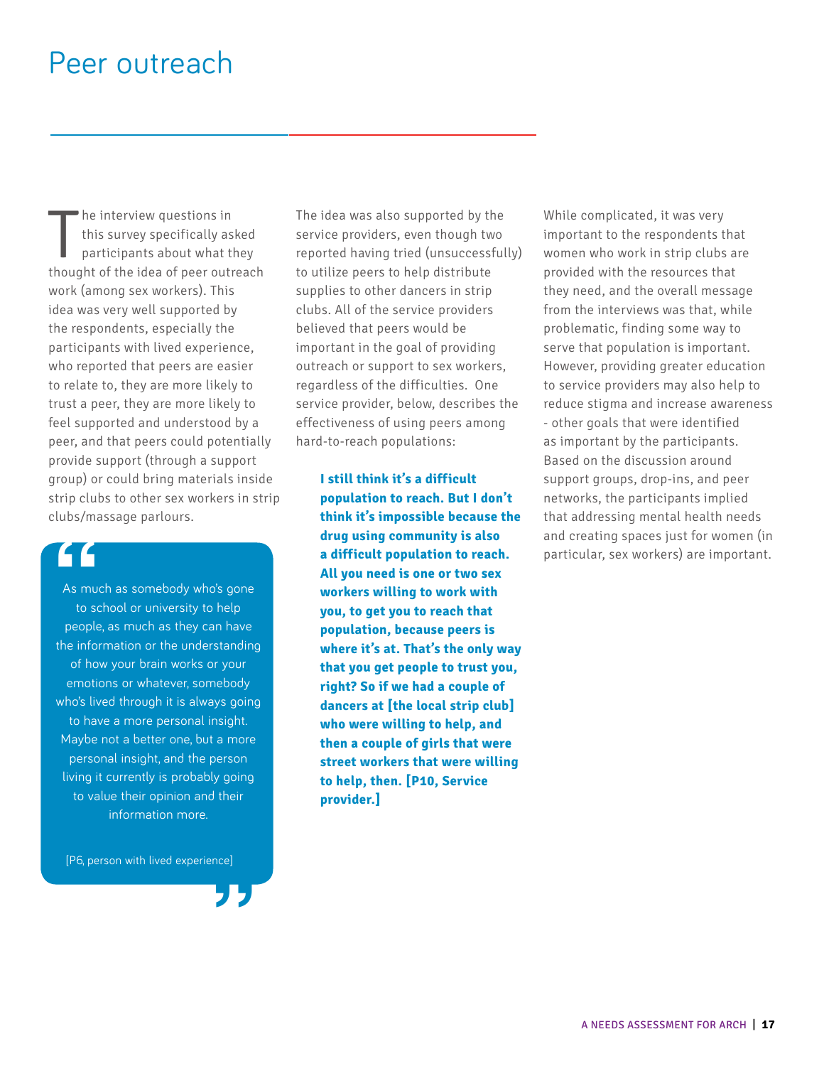# Peer outreach

The interview questions in this survey specifically asked participants about what they thought of the idea of peer outreach work (among sex workers). This idea was very well supported by the respondents, especially the participants with lived experience, who reported that peers are easier to relate to, they are more likely to trust a peer, they are more likely to feel supported and understood by a peer, and that peers could potentially provide support (through a support group) or could bring materials inside strip clubs to other sex workers in strip clubs/massage parlours.

> As much as somebody who's gone to school or university to help people, as much as they can have the information or the understanding of how your brain works or your emotions or whatever, somebody who's lived through it is always going to have a more personal insight. Maybe not a better one, but a more personal insight, and the person living it currently is probably going to value their opinion and their information more.
>
> [P6, person with lived experience]

The idea was also supported by the service providers, even though two reported having tried (unsuccessfully) to utilize peers to help distribute supplies to other dancers in strip clubs. All of the service providers believed that peers would be important in the goal of providing outreach or support to sex workers, regardless of the difficulties. One service provider, below, describes the effectiveness of using peers among hard-to-reach populations:

> **I still think it's a difficult population to reach. But I don't think it's impossible because the drug using community is also a difficult population to reach. All you need is one or two sex workers willing to work with you, to get you to reach that population, because peers is where it's at. That's the only way that you get people to trust you, right? So if we had a couple of dancers at [the local strip club] who were willing to help, and then a couple of girls that were street workers that were willing to help, then. [P10, Service provider.]**

While complicated, it was very important to the respondents that women who work in strip clubs are provided with the resources that they need, and the overall message from the interviews was that, while problematic, finding some way to serve that population is important. However, providing greater education to service providers may also help to reduce stigma and increase awareness - other goals that were identified as important by the participants. Based on the discussion around support groups, drop-ins, and peer networks, the participants implied that addressing mental health needs and creating spaces just for women (in particular, sex workers) are important.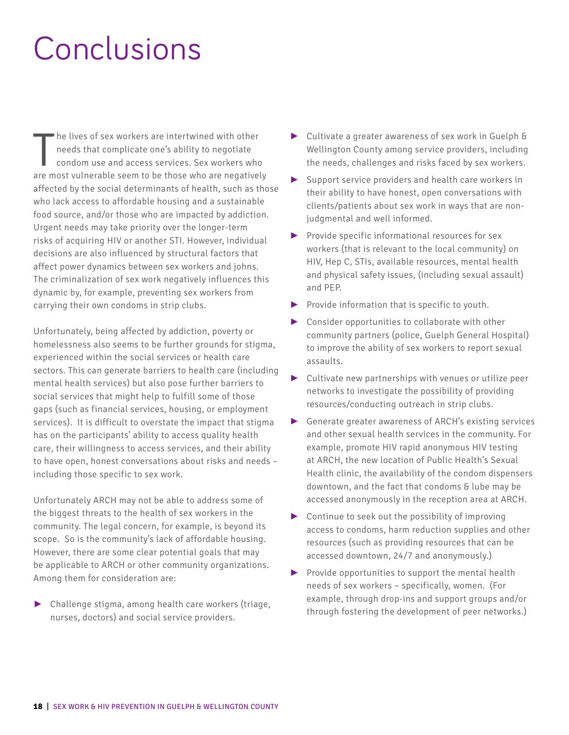# Conclusions

The lives of sex workers are intertwined with other needs that complicate one's ability to negotiate condom use and access services. Sex workers who are most vulnerable seem to be those who are negatively affected by the social determinants of health, such as those who lack access to affordable housing and a sustainable food source, and/or those who are impacted by addiction. Urgent needs may take priority over the longer-term risks of acquiring HIV or another STI. However, individual decisions are also influenced by structural factors that affect power dynamics between sex workers and johns. The criminalization of sex work negatively influences this dynamic by, for example, preventing sex workers from carrying their own condoms in strip clubs.

Unfortunately, being affected by addiction, poverty or homelessness also seems to be further grounds for stigma, experienced within the social services or health care sectors. This can generate barriers to health care (including mental health services) but also pose further barriers to social services that might help to fulfill some of those gaps (such as financial services, housing, or employment services). It is difficult to overstate the impact that stigma has on the participants' ability to access quality health care, their willingness to access services, and their ability to have open, honest conversations about risks and needs – including those specific to sex work.

Unfortunately ARCH may not be able to address some of the biggest threats to the health of sex workers in the community. The legal concern, for example, is beyond its scope. So is the community's lack of affordable housing. However, there are some clear potential goals that may be applicable to ARCH or other community organizations. Among them for consideration are:

- Challenge stigma, among health care workers (triage, nurses, doctors) and social service providers.
- Cultivate a greater awareness of sex work in Guelph & Wellington County among service providers, including the needs, challenges and risks faced by sex workers.
- Support service providers and health care workers in their ability to have honest, open conversations with clients/patients about sex work in ways that are non-judgmental and well informed.
- Provide specific informational resources for sex workers (that is relevant to the local community) on HIV, Hep C, STIs, available resources, mental health and physical safety issues, (including sexual assault) and PEP.
- Provide information that is specific to youth.
- Consider opportunities to collaborate with other community partners (police, Guelph General Hospital) to improve the ability of sex workers to report sexual assaults.
- Cultivate new partnerships with venues or utilize peer networks to investigate the possibility of providing resources/conducting outreach in strip clubs.
- Generate greater awareness of ARCH's existing services and other sexual health services in the community. For example, promote HIV rapid anonymous HIV testing at ARCH, the new location of Public Health's Sexual Health clinic, the availability of the condom dispensers downtown, and the fact that condoms & lube may be accessed anonymously in the reception area at ARCH.
- Continue to seek out the possibility of improving access to condoms, harm reduction supplies and other resources (such as providing resources that can be accessed downtown, 24/7 and anonymously.)
- Provide opportunities to support the mental health needs of sex workers – specifically, women. (For example, through drop-ins and support groups and/or through fostering the development of peer networks.)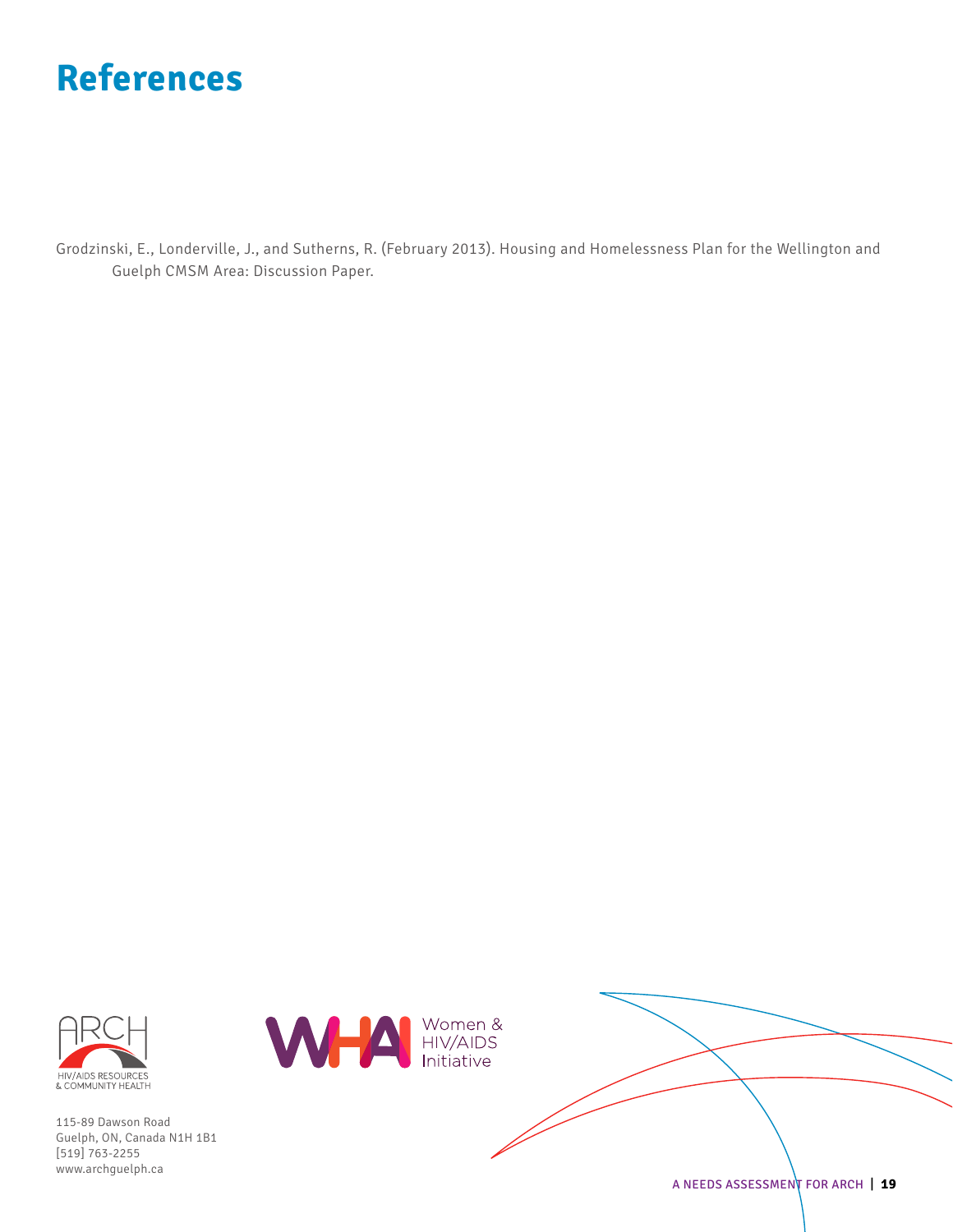# References

Grodzinski, E., Londerville, J., and Sutherns, R. (February 2013). Housing and Homelessness Plan for the Wellington and Guelph CMSM Area: Discussion Paper.

ARCH
HIV/AIDS RESOURCES
& COMMUNITY HEALTH

115-89 Dawson Road
Guelph, ON, Canada N1H 1B1
[519] 763-2255
www.archguelph.ca

WHAI Women & HIV/AIDS Initiative